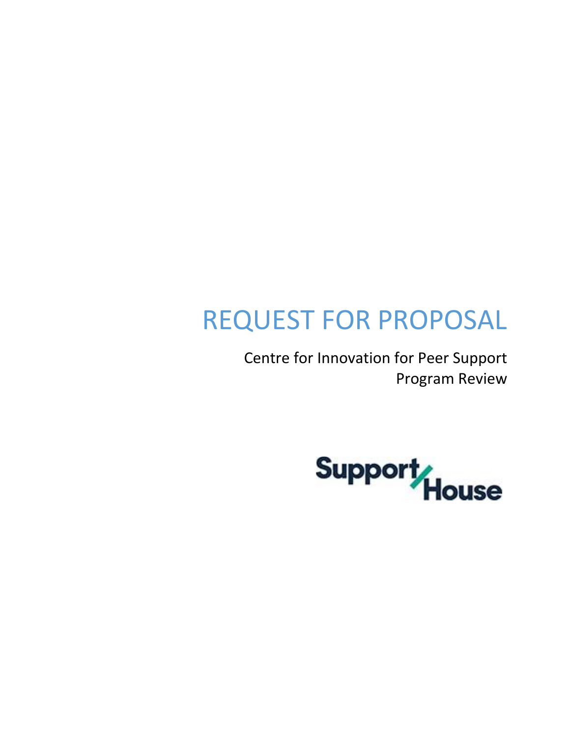# REQUEST FOR PROPOSAL

Centre for Innovation for Peer Support
Program Review

Support House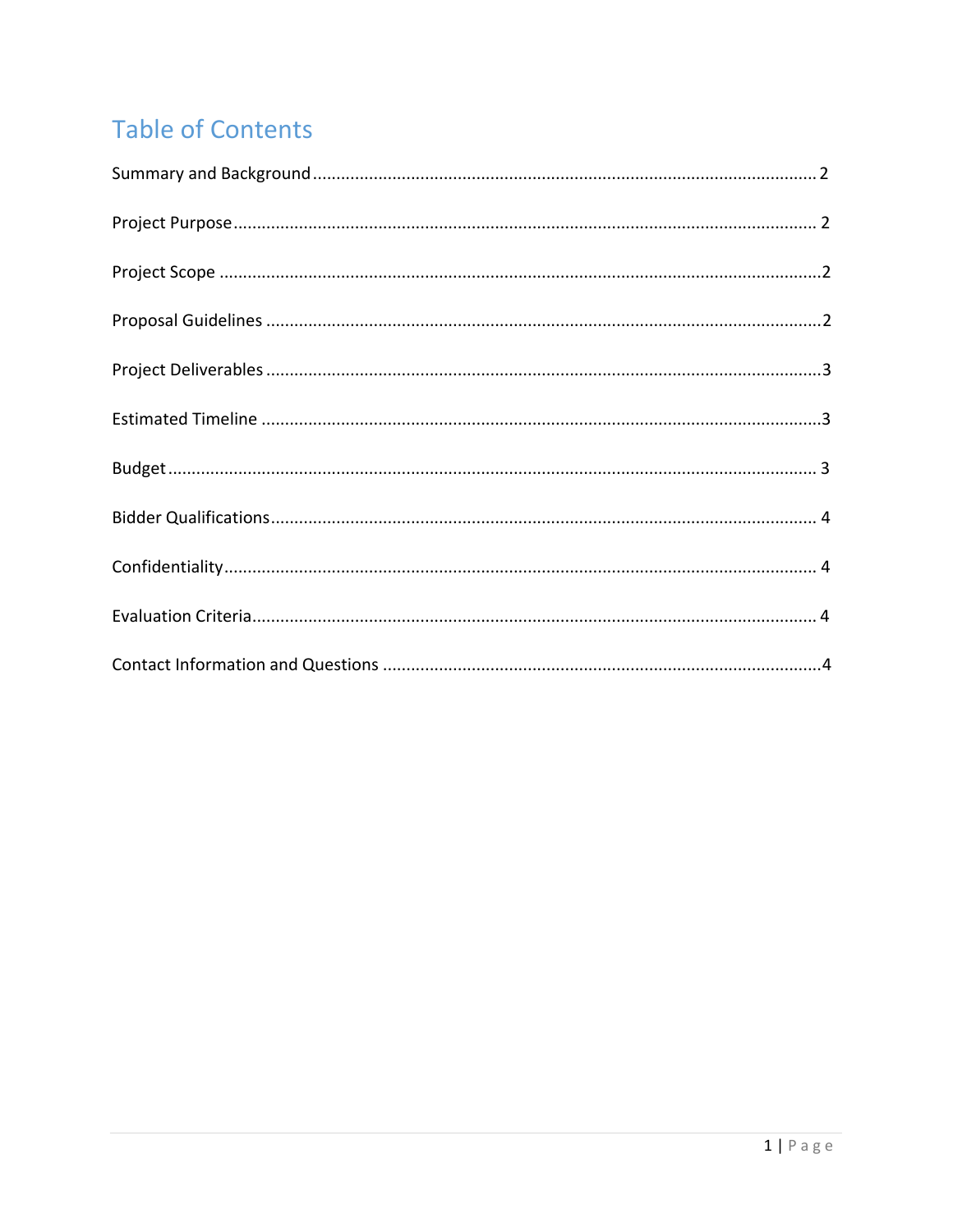# Table of Contents

Summary and Background ........................................................................................................ 2

Project Purpose ........................................................................................................ 2

Project Scope ........................................................................................................ 2

Proposal Guidelines ........................................................................................................ 2

Project Deliverables ........................................................................................................ 3

Estimated Timeline ........................................................................................................ 3

Budget ........................................................................................................ 3

Bidder Qualifications ........................................................................................................ 4

Confidentiality ........................................................................................................ 4

Evaluation Criteria ........................................................................................................ 4

Contact Information and Questions ........................................................................................................ 4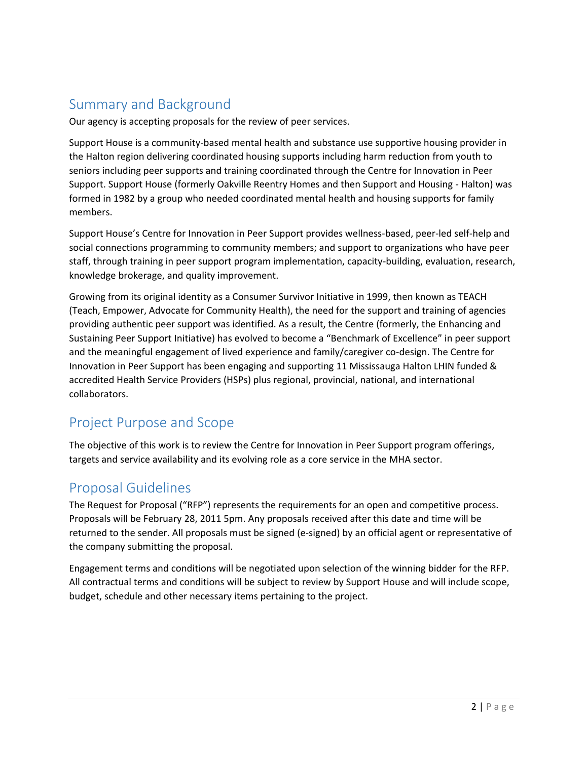## Summary and Background

Our agency is accepting proposals for the review of peer services.

Support House is a community-based mental health and substance use supportive housing provider in the Halton region delivering coordinated housing supports including harm reduction from youth to seniors including peer supports and training coordinated through the Centre for Innovation in Peer Support. Support House (formerly Oakville Reentry Homes and then Support and Housing - Halton) was formed in 1982 by a group who needed coordinated mental health and housing supports for family members.

Support House's Centre for Innovation in Peer Support provides wellness-based, peer-led self-help and social connections programming to community members; and support to organizations who have peer staff, through training in peer support program implementation, capacity-building, evaluation, research, knowledge brokerage, and quality improvement.

Growing from its original identity as a Consumer Survivor Initiative in 1999, then known as TEACH (Teach, Empower, Advocate for Community Health), the need for the support and training of agencies providing authentic peer support was identified. As a result, the Centre (formerly, the Enhancing and Sustaining Peer Support Initiative) has evolved to become a "Benchmark of Excellence" in peer support and the meaningful engagement of lived experience and family/caregiver co-design. The Centre for Innovation in Peer Support has been engaging and supporting 11 Mississauga Halton LHIN funded & accredited Health Service Providers (HSPs) plus regional, provincial, national, and international collaborators.

## Project Purpose and Scope

The objective of this work is to review the Centre for Innovation in Peer Support program offerings, targets and service availability and its evolving role as a core service in the MHA sector.

## Proposal Guidelines

The Request for Proposal ("RFP") represents the requirements for an open and competitive process. Proposals will be February 28, 2011 5pm. Any proposals received after this date and time will be returned to the sender. All proposals must be signed (e-signed) by an official agent or representative of the company submitting the proposal.

Engagement terms and conditions will be negotiated upon selection of the winning bidder for the RFP. All contractual terms and conditions will be subject to review by Support House and will include scope, budget, schedule and other necessary items pertaining to the project.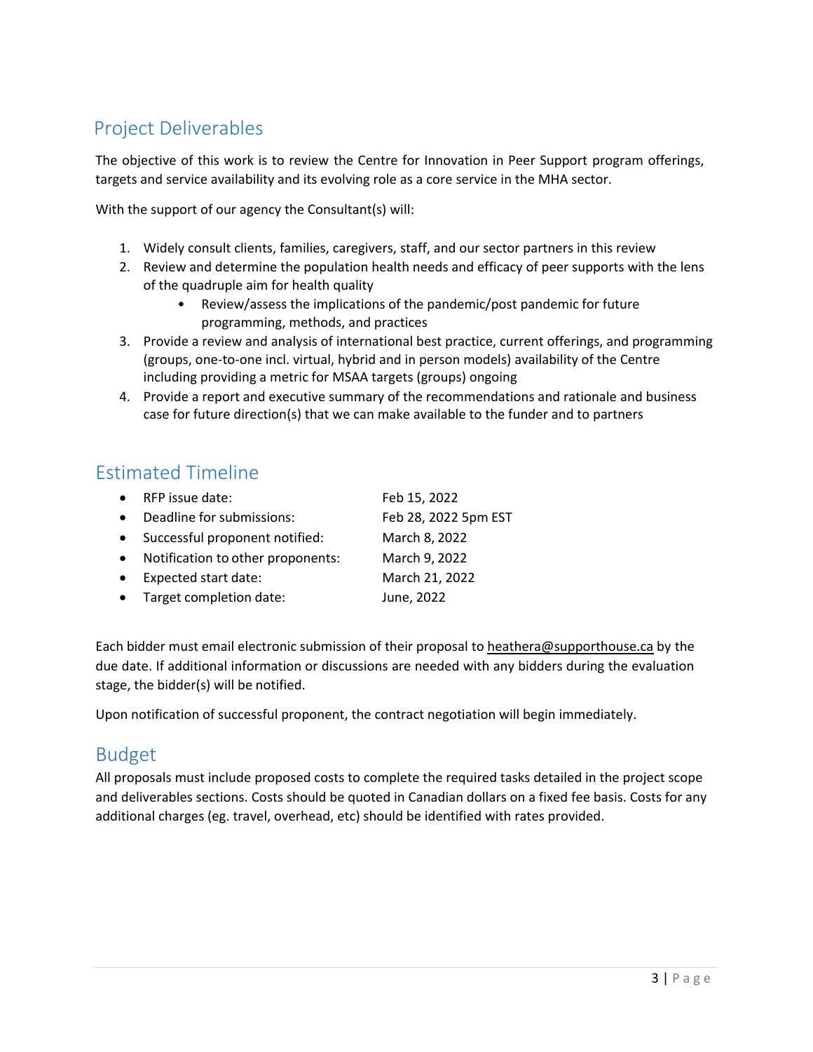## Project Deliverables

The objective of this work is to review the Centre for Innovation in Peer Support program offerings, targets and service availability and its evolving role as a core service in the MHA sector.

With the support of our agency the Consultant(s) will:

1. Widely consult clients, families, caregivers, staff, and our sector partners in this review
2. Review and determine the population health needs and efficacy of peer supports with the lens of the quadruple aim for health quality
    - Review/assess the implications of the pandemic/post pandemic for future programming, methods, and practices
3. Provide a review and analysis of international best practice, current offerings, and programming (groups, one-to-one incl. virtual, hybrid and in person models) availability of the Centre including providing a metric for MSAA targets (groups) ongoing
4. Provide a report and executive summary of the recommendations and rationale and business case for future direction(s) that we can make available to the funder and to partners

## Estimated Timeline

- RFP issue date: Feb 15, 2022
- Deadline for submissions: Feb 28, 2022 5pm EST
- Successful proponent notified: March 8, 2022
- Notification to other proponents: March 9, 2022
- Expected start date: March 21, 2022
- Target completion date: June, 2022

Each bidder must email electronic submission of their proposal to heathera@supporthouse.ca by the due date. If additional information or discussions are needed with any bidders during the evaluation stage, the bidder(s) will be notified.

Upon notification of successful proponent, the contract negotiation will begin immediately.

## Budget

All proposals must include proposed costs to complete the required tasks detailed in the project scope and deliverables sections. Costs should be quoted in Canadian dollars on a fixed fee basis. Costs for any additional charges (eg. travel, overhead, etc) should be identified with rates provided.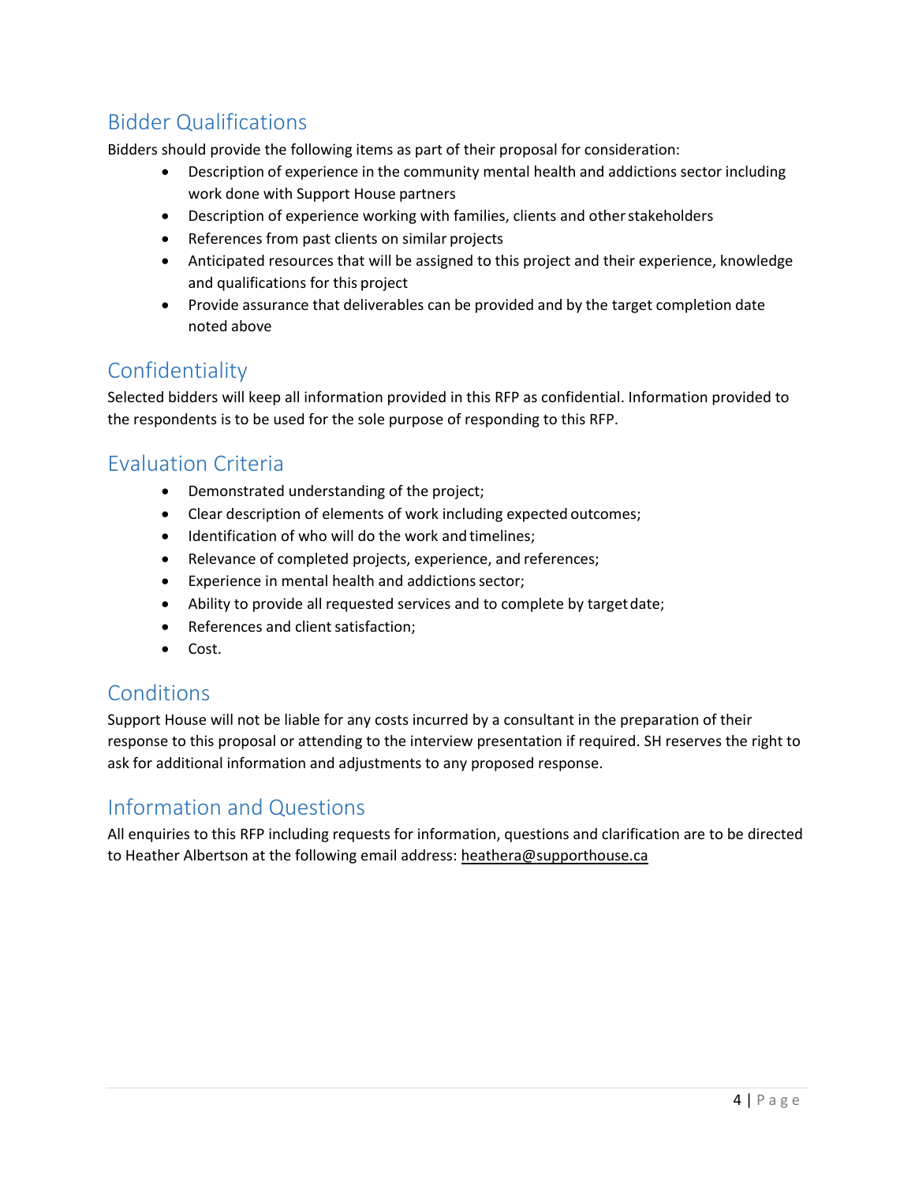## Bidder Qualifications

Bidders should provide the following items as part of their proposal for consideration:

- Description of experience in the community mental health and addictions sector including work done with Support House partners
- Description of experience working with families, clients and other stakeholders
- References from past clients on similar projects
- Anticipated resources that will be assigned to this project and their experience, knowledge and qualifications for this project
- Provide assurance that deliverables can be provided and by the target completion date noted above

## Confidentiality

Selected bidders will keep all information provided in this RFP as confidential. Information provided to the respondents is to be used for the sole purpose of responding to this RFP.

## Evaluation Criteria

- Demonstrated understanding of the project;
- Clear description of elements of work including expected outcomes;
- Identification of who will do the work and timelines;
- Relevance of completed projects, experience, and references;
- Experience in mental health and addictions sector;
- Ability to provide all requested services and to complete by target date;
- References and client satisfaction;
- Cost.

## Conditions

Support House will not be liable for any costs incurred by a consultant in the preparation of their response to this proposal or attending to the interview presentation if required. SH reserves the right to ask for additional information and adjustments to any proposed response.

## Information and Questions

All enquiries to this RFP including requests for information, questions and clarification are to be directed to Heather Albertson at the following email address: heathera@supporthouse.ca